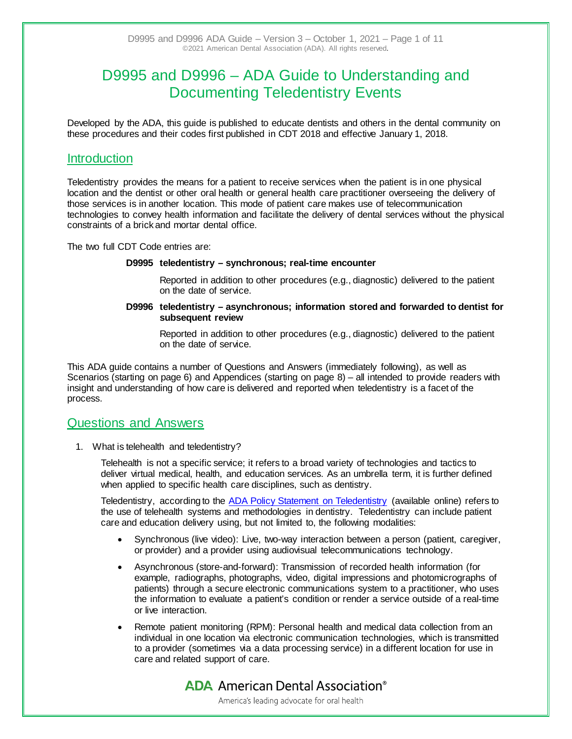# D9995 and D9996 – ADA Guide to Understanding and Documenting Teledentistry Events

Developed by the ADA, this guide is published to educate dentists and others in the dental community on these procedures and their codes first published in CDT 2018 and effective January 1, 2018.

## Introduction

Teledentistry provides the means for a patient to receive services when the patient is in one physical location and the dentist or other oral health or general health care practitioner overseeing the delivery of those services is in another location. This mode of patient care makes use of telecommunication technologies to convey health information and facilitate the delivery of dental services without the physical constraints of a brick and mortar dental office.

The two full CDT Code entries are:

**D9995 teledentistry – synchronous; real-time encounter**

Reported in addition to other procedures (e.g., diagnostic) delivered to the patient on the date of service.

**D9996 teledentistry – asynchronous; information stored and forwarded to dentist for subsequent review**

Reported in addition to other procedures (e.g., diagnostic) delivered to the patient on the date of service.

This ADA guide contains a number of Questions and Answers (immediately following), as well as Scenarios (starting on page 6) and Appendices (starting on page 8) – all intended to provide readers with insight and understanding of how care is delivered and reported when teledentistry is a facet of the process.

## Questions and Answers

1. What is telehealth and teledentistry?

   Telehealth is not a specific service; it refers to a broad variety of technologies and tactics to deliver virtual medical, health, and education services. As an umbrella term, it is further defined when applied to specific health care disciplines, such as dentistry.

   Teledentistry, according to the [ADA Policy Statement on Teledentistry](ADA Policy Statement on Teledentistry) (available online) refers to the use of telehealth systems and methodologies in dentistry. Teledentistry can include patient care and education delivery using, but not limited to, the following modalities:

   - Synchronous (live video): Live, two-way interaction between a person (patient, caregiver, or provider) and a provider using audiovisual telecommunications technology.
   - Asynchronous (store-and-forward): Transmission of recorded health information (for example, radiographs, photographs, video, digital impressions and photomicrographs of patients) through a secure electronic communications system to a practitioner, who uses the information to evaluate a patient's condition or render a service outside of a real-time or live interaction.
   - Remote patient monitoring (RPM): Personal health and medical data collection from an individual in one location via electronic communication technologies, which is transmitted to a provider (sometimes via a data processing service) in a different location for use in care and related support of care.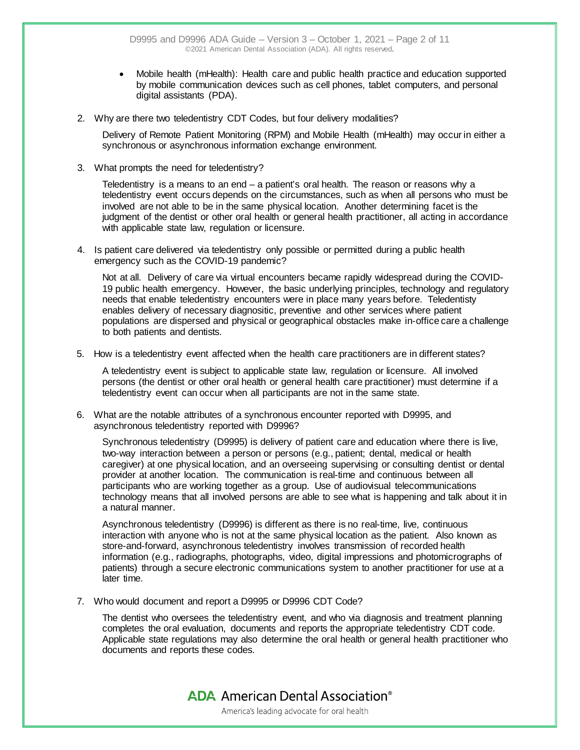- Mobile health (mHealth): Health care and public health practice and education supported by mobile communication devices such as cell phones, tablet computers, and personal digital assistants (PDA).

2. Why are there two teledentistry CDT Codes, but four delivery modalities?

   Delivery of Remote Patient Monitoring (RPM) and Mobile Health (mHealth) may occur in either a synchronous or asynchronous information exchange environment.

3. What prompts the need for teledentistry?

   Teledentistry is a means to an end – a patient's oral health. The reason or reasons why a teledentistry event occurs depends on the circumstances, such as when all persons who must be involved are not able to be in the same physical location. Another determining facet is the judgment of the dentist or other oral health or general health practitioner, all acting in accordance with applicable state law, regulation or licensure.

4. Is patient care delivered via teledentistry only possible or permitted during a public health emergency such as the COVID-19 pandemic?

   Not at all. Delivery of care via virtual encounters became rapidly widespread during the COVID-19 public health emergency. However, the basic underlying principles, technology and regulatory needs that enable teledentistry encounters were in place many years before. Teledentisty enables delivery of necessary diagnositic, preventive and other services where patient populations are dispersed and physical or geographical obstacles make in-office care a challenge to both patients and dentists.

5. How is a teledentistry event affected when the health care practitioners are in different states?

   A teledentistry event is subject to applicable state law, regulation or licensure. All involved persons (the dentist or other oral health or general health care practitioner) must determine if a teledentistry event can occur when all participants are not in the same state.

6. What are the notable attributes of a synchronous encounter reported with D9995, and asynchronous teledentistry reported with D9996?

   Synchronous teledentistry (D9995) is delivery of patient care and education where there is live, two-way interaction between a person or persons (e.g., patient; dental, medical or health caregiver) at one physical location, and an overseeing supervising or consulting dentist or dental provider at another location. The communication is real-time and continuous between all participants who are working together as a group. Use of audiovisual telecommunications technology means that all involved persons are able to see what is happening and talk about it in a natural manner.

   Asynchronous teledentistry (D9996) is different as there is no real-time, live, continuous interaction with anyone who is not at the same physical location as the patient. Also known as store-and-forward, asynchronous teledentistry involves transmission of recorded health information (e.g., radiographs, photographs, video, digital impressions and photomicrographs of patients) through a secure electronic communications system to another practitioner for use at a later time.

7. Who would document and report a D9995 or D9996 CDT Code?

   The dentist who oversees the teledentistry event, and who via diagnosis and treatment planning completes the oral evaluation, documents and reports the appropriate teledentistry CDT code. Applicable state regulations may also determine the oral health or general health practitioner who documents and reports these codes.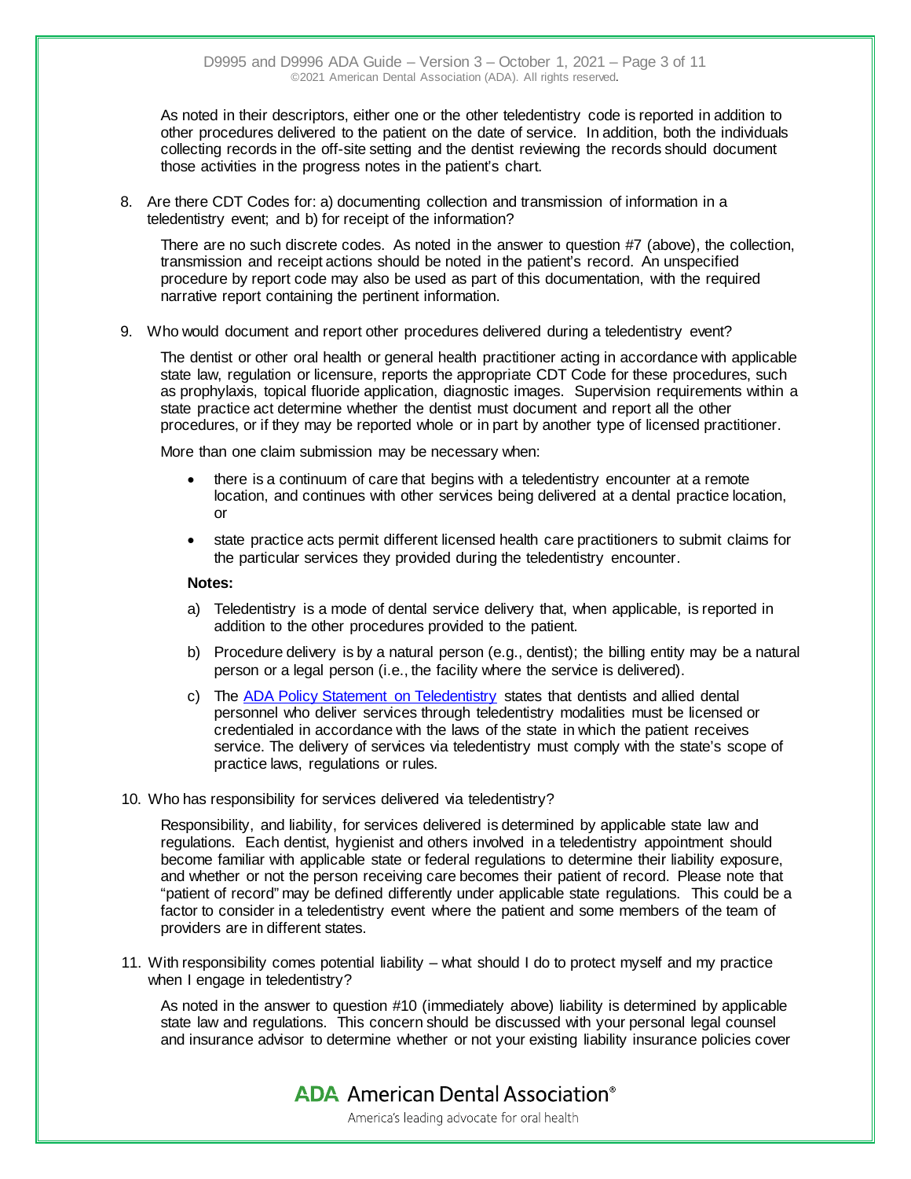As noted in their descriptors, either one or the other teledentistry code is reported in addition to other procedures delivered to the patient on the date of service. In addition, both the individuals collecting records in the off-site setting and the dentist reviewing the records should document those activities in the progress notes in the patient's chart.

8. Are there CDT Codes for: a) documenting collection and transmission of information in a teledentistry event; and b) for receipt of the information?

   There are no such discrete codes. As noted in the answer to question #7 (above), the collection, transmission and receipt actions should be noted in the patient's record. An unspecified procedure by report code may also be used as part of this documentation, with the required narrative report containing the pertinent information.

9. Who would document and report other procedures delivered during a teledentistry event?

   The dentist or other oral health or general health practitioner acting in accordance with applicable state law, regulation or licensure, reports the appropriate CDT Code for these procedures, such as prophylaxis, topical fluoride application, diagnostic images. Supervision requirements within a state practice act determine whether the dentist must document and report all the other procedures, or if they may be reported whole or in part by another type of licensed practitioner.

   More than one claim submission may be necessary when:

   - there is a continuum of care that begins with a teledentistry encounter at a remote location, and continues with other services being delivered at a dental practice location, or
   - state practice acts permit different licensed health care practitioners to submit claims for the particular services they provided during the teledentistry encounter.

   **Notes:**

   a) Teledentistry is a mode of dental service delivery that, when applicable, is reported in addition to the other procedures provided to the patient.

   b) Procedure delivery is by a natural person (e.g., dentist); the billing entity may be a natural person or a legal person (i.e., the facility where the service is delivered).

   c) The ADA Policy Statement on Teledentistry states that dentists and allied dental personnel who deliver services through teledentistry modalities must be licensed or credentialed in accordance with the laws of the state in which the patient receives service. The delivery of services via teledentistry must comply with the state's scope of practice laws, regulations or rules.

10. Who has responsibility for services delivered via teledentistry?

    Responsibility, and liability, for services delivered is determined by applicable state law and regulations. Each dentist, hygienist and others involved in a teledentistry appointment should become familiar with applicable state or federal regulations to determine their liability exposure, and whether or not the person receiving care becomes their patient of record. Please note that "patient of record" may be defined differently under applicable state regulations. This could be a factor to consider in a teledentistry event where the patient and some members of the team of providers are in different states.

11. With responsibility comes potential liability – what should I do to protect myself and my practice when I engage in teledentistry?

    As noted in the answer to question #10 (immediately above) liability is determined by applicable state law and regulations. This concern should be discussed with your personal legal counsel and insurance advisor to determine whether or not your existing liability insurance policies cover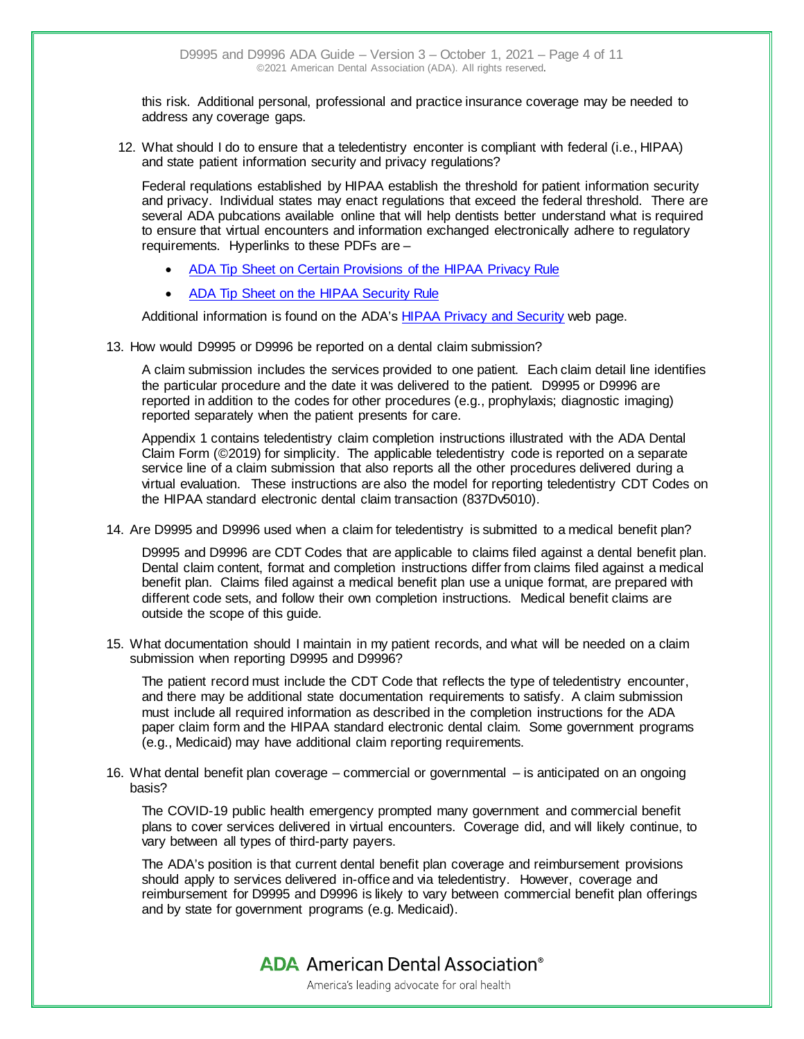this risk. Additional personal, professional and practice insurance coverage may be needed to address any coverage gaps.

12. What should I do to ensure that a teledentistry enconter is compliant with federal (i.e., HIPAA) and state patient information security and privacy regulations?

    Federal requlations established by HIPAA establish the threshold for patient information security and privacy. Individual states may enact regulations that exceed the federal threshold. There are several ADA pubcations available online that will help dentists better understand what is required to ensure that virtual encounters and information exchanged electronically adhere to regulatory requirements. Hyperlinks to these PDFs are –

    - ADA Tip Sheet on Certain Provisions of the HIPAA Privacy Rule
    - ADA Tip Sheet on the HIPAA Security Rule

    Additional information is found on the ADA's HIPAA Privacy and Security web page.

13. How would D9995 or D9996 be reported on a dental claim submission?

    A claim submission includes the services provided to one patient. Each claim detail line identifies the particular procedure and the date it was delivered to the patient. D9995 or D9996 are reported in addition to the codes for other procedures (e.g., prophylaxis; diagnostic imaging) reported separately when the patient presents for care.

    Appendix 1 contains teledentistry claim completion instructions illustrated with the ADA Dental Claim Form (©2019) for simplicity. The applicable teledentistry code is reported on a separate service line of a claim submission that also reports all the other procedures delivered during a virtual evaluation. These instructions are also the model for reporting teledentistry CDT Codes on the HIPAA standard electronic dental claim transaction (837Dv5010).

14. Are D9995 and D9996 used when a claim for teledentistry is submitted to a medical benefit plan?

    D9995 and D9996 are CDT Codes that are applicable to claims filed against a dental benefit plan. Dental claim content, format and completion instructions differ from claims filed against a medical benefit plan. Claims filed against a medical benefit plan use a unique format, are prepared with different code sets, and follow their own completion instructions. Medical benefit claims are outside the scope of this guide.

15. What documentation should I maintain in my patient records, and what will be needed on a claim submission when reporting D9995 and D9996?

    The patient record must include the CDT Code that reflects the type of teledentistry encounter, and there may be additional state documentation requirements to satisfy. A claim submission must include all required information as described in the completion instructions for the ADA paper claim form and the HIPAA standard electronic dental claim. Some government programs (e.g., Medicaid) may have additional claim reporting requirements.

16. What dental benefit plan coverage – commercial or governmental – is anticipated on an ongoing basis?

    The COVID-19 public health emergency prompted many government and commercial benefit plans to cover services delivered in virtual encounters. Coverage did, and will likely continue, to vary between all types of third-party payers.

    The ADA's position is that current dental benefit plan coverage and reimbursement provisions should apply to services delivered in-office and via teledentistry. However, coverage and reimbursement for D9995 and D9996 is likely to vary between commercial benefit plan offerings and by state for government programs (e.g. Medicaid).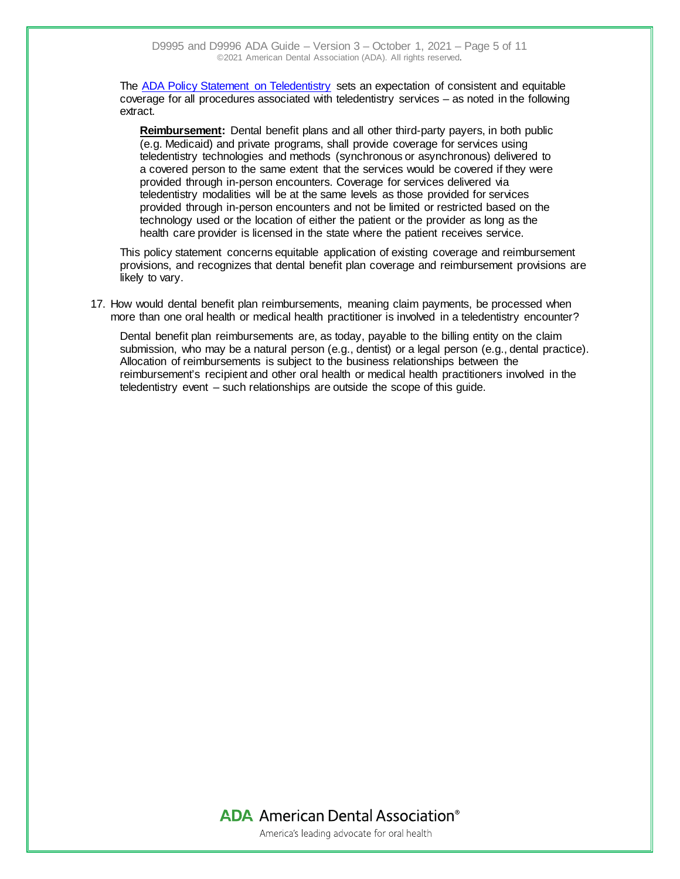The [ADA Policy Statement on Teledentistry](#) sets an expectation of consistent and equitable coverage for all procedures associated with teledentistry services – as noted in the following extract.

> **Reimbursement:** Dental benefit plans and all other third-party payers, in both public (e.g. Medicaid) and private programs, shall provide coverage for services using teledentistry technologies and methods (synchronous or asynchronous) delivered to a covered person to the same extent that the services would be covered if they were provided through in-person encounters. Coverage for services delivered via teledentistry modalities will be at the same levels as those provided for services provided through in-person encounters and not be limited or restricted based on the technology used or the location of either the patient or the provider as long as the health care provider is licensed in the state where the patient receives service.

This policy statement concerns equitable application of existing coverage and reimbursement provisions, and recognizes that dental benefit plan coverage and reimbursement provisions are likely to vary.

17. How would dental benefit plan reimbursements, meaning claim payments, be processed when more than one oral health or medical health practitioner is involved in a teledentistry encounter?

    Dental benefit plan reimbursements are, as today, payable to the billing entity on the claim submission, who may be a natural person (e.g., dentist) or a legal person (e.g., dental practice). Allocation of reimbursements is subject to the business relationships between the reimbursement's recipient and other oral health or medical health practitioners involved in the teledentistry event – such relationships are outside the scope of this guide.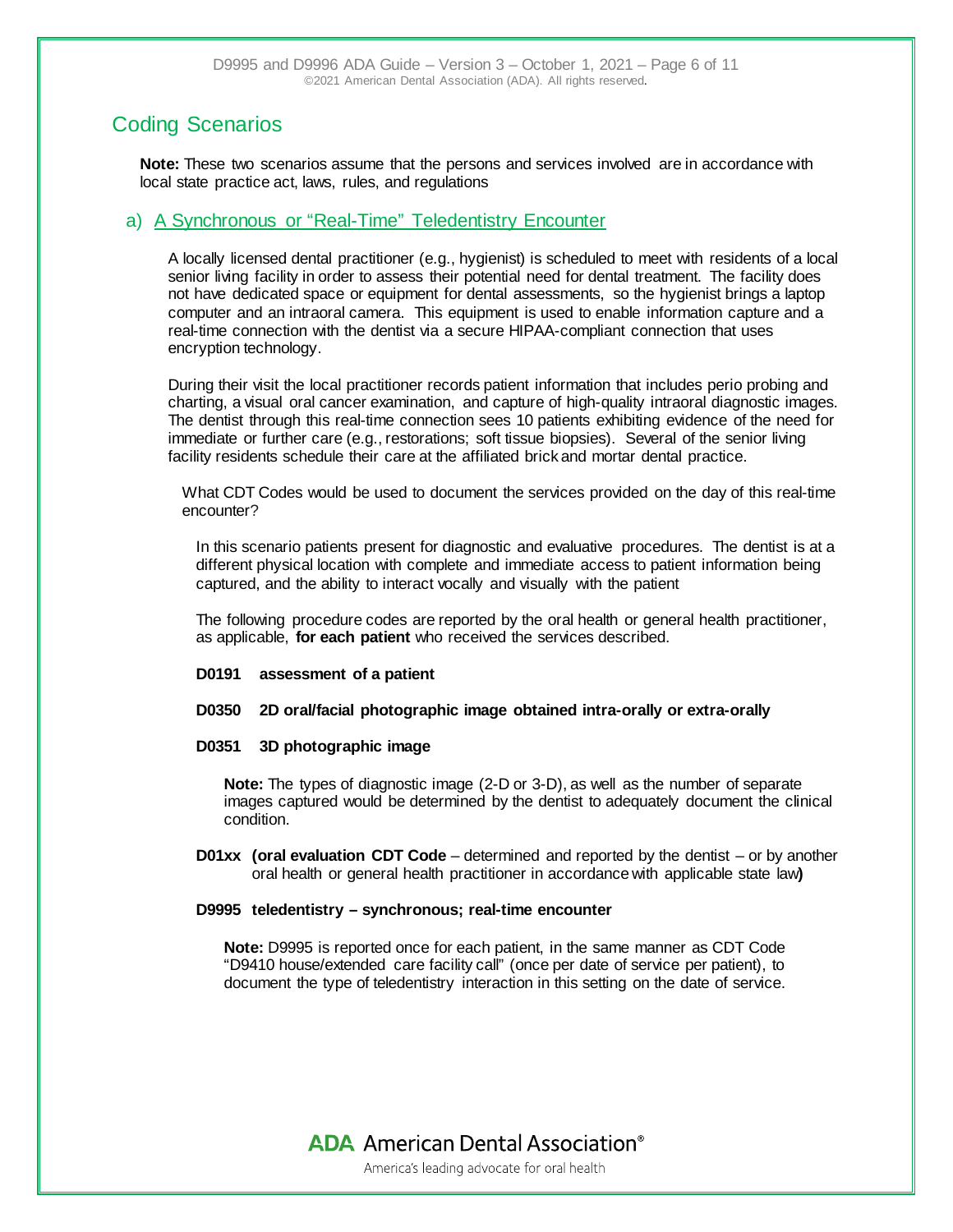## Coding Scenarios

**Note:** These two scenarios assume that the persons and services involved are in accordance with local state practice act, laws, rules, and regulations

### a) A Synchronous or "Real-Time" Teledentistry Encounter

A locally licensed dental practitioner (e.g., hygienist) is scheduled to meet with residents of a local senior living facility in order to assess their potential need for dental treatment. The facility does not have dedicated space or equipment for dental assessments, so the hygienist brings a laptop computer and an intraoral camera. This equipment is used to enable information capture and a real-time connection with the dentist via a secure HIPAA-compliant connection that uses encryption technology.

During their visit the local practitioner records patient information that includes perio probing and charting, a visual oral cancer examination, and capture of high-quality intraoral diagnostic images. The dentist through this real-time connection sees 10 patients exhibiting evidence of the need for immediate or further care (e.g., restorations; soft tissue biopsies). Several of the senior living facility residents schedule their care at the affiliated brick and mortar dental practice.

What CDT Codes would be used to document the services provided on the day of this real-time encounter?

In this scenario patients present for diagnostic and evaluative procedures. The dentist is at a different physical location with complete and immediate access to patient information being captured, and the ability to interact vocally and visually with the patient

The following procedure codes are reported by the oral health or general health practitioner, as applicable, **for each patient** who received the services described.

**D0191 assessment of a patient**

**D0350 2D oral/facial photographic image obtained intra-orally or extra-orally**

**D0351 3D photographic image**

**Note:** The types of diagnostic image (2-D or 3-D), as well as the number of separate images captured would be determined by the dentist to adequately document the clinical condition.

**D01xx (oral evaluation CDT Code** – determined and reported by the dentist – or by another oral health or general health practitioner in accordance with applicable state law**)**

**D9995 teledentistry – synchronous; real-time encounter**

**Note:** D9995 is reported once for each patient, in the same manner as CDT Code "D9410 house/extended care facility call" (once per date of service per patient), to document the type of teledentistry interaction in this setting on the date of service.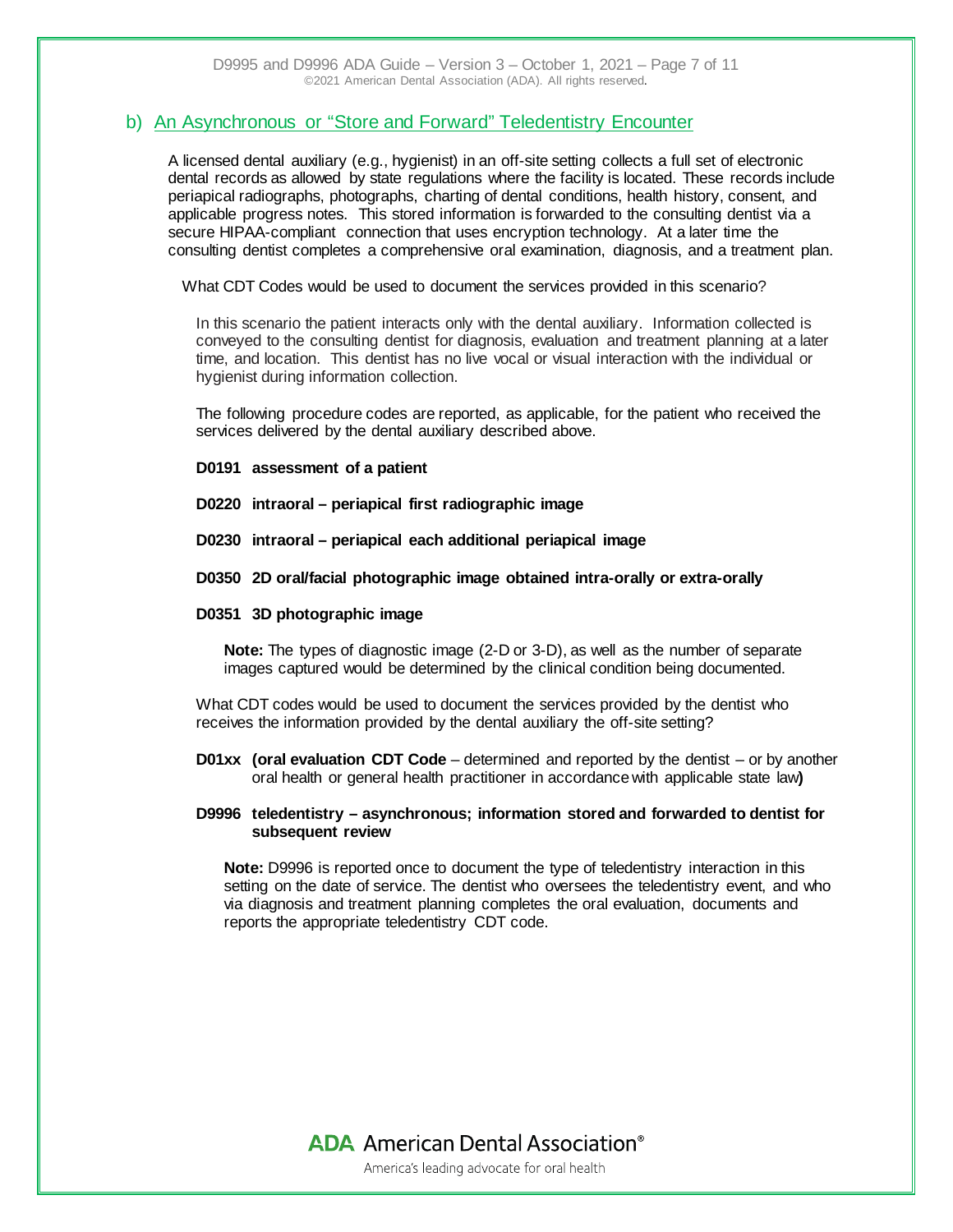## b) An Asynchronous or "Store and Forward" Teledentistry Encounter

A licensed dental auxiliary (e.g., hygienist) in an off-site setting collects a full set of electronic dental records as allowed by state regulations where the facility is located. These records include periapical radiographs, photographs, charting of dental conditions, health history, consent, and applicable progress notes. This stored information is forwarded to the consulting dentist via a secure HIPAA-compliant connection that uses encryption technology. At a later time the consulting dentist completes a comprehensive oral examination, diagnosis, and a treatment plan.

What CDT Codes would be used to document the services provided in this scenario?

In this scenario the patient interacts only with the dental auxiliary. Information collected is conveyed to the consulting dentist for diagnosis, evaluation and treatment planning at a later time, and location. This dentist has no live vocal or visual interaction with the individual or hygienist during information collection.

The following procedure codes are reported, as applicable, for the patient who received the services delivered by the dental auxiliary described above.

**D0191 assessment of a patient**

**D0220 intraoral – periapical first radiographic image**

**D0230 intraoral – periapical each additional periapical image**

**D0350 2D oral/facial photographic image obtained intra-orally or extra-orally**

**D0351 3D photographic image**

> **Note:** The types of diagnostic image (2-D or 3-D), as well as the number of separate images captured would be determined by the clinical condition being documented.

What CDT codes would be used to document the services provided by the dentist who receives the information provided by the dental auxiliary the off-site setting?

**D01xx (oral evaluation CDT Code** – determined and reported by the dentist – or by another oral health or general health practitioner in accordance with applicable state law**)**

**D9996 teledentistry – asynchronous; information stored and forwarded to dentist for subsequent review**

> **Note:** D9996 is reported once to document the type of teledentistry interaction in this setting on the date of service. The dentist who oversees the teledentistry event, and who via diagnosis and treatment planning completes the oral evaluation, documents and reports the appropriate teledentistry CDT code.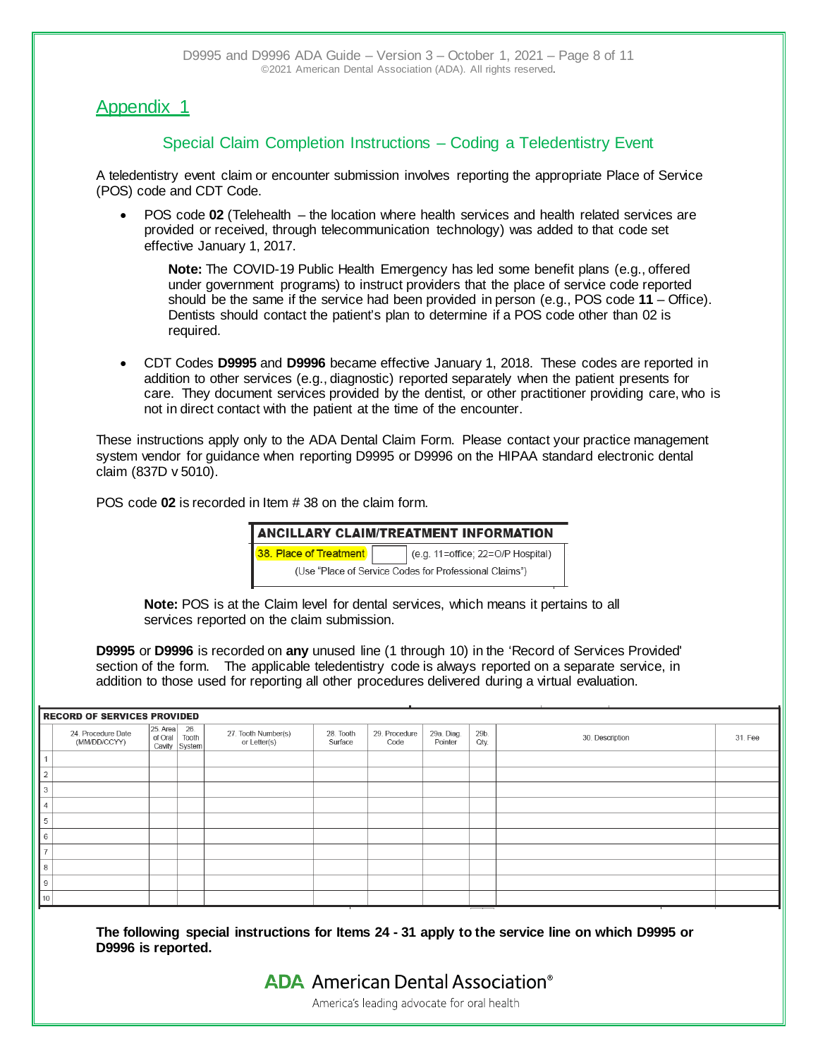## Appendix 1

### Special Claim Completion Instructions – Coding a Teledentistry Event

A teledentistry event claim or encounter submission involves reporting the appropriate Place of Service (POS) code and CDT Code.

- POS code **02** (Telehealth – the location where health services and health related services are provided or received, through telecommunication technology) was added to that code set effective January 1, 2017.

  **Note:** The COVID-19 Public Health Emergency has led some benefit plans (e.g., offered under government programs) to instruct providers that the place of service code reported should be the same if the service had been provided in person (e.g., POS code **11** – Office). Dentists should contact the patient's plan to determine if a POS code other than 02 is required.

- CDT Codes **D9995** and **D9996** became effective January 1, 2018. These codes are reported in addition to other services (e.g., diagnostic) reported separately when the patient presents for care. They document services provided by the dentist, or other practitioner providing care, who is not in direct contact with the patient at the time of the encounter.

These instructions apply only to the ADA Dental Claim Form. Please contact your practice management system vendor for guidance when reporting D9995 or D9996 on the HIPAA standard electronic dental claim (837D v 5010).

POS code **02** is recorded in Item # 38 on the claim form.

| ANCILLARY CLAIM/TREATMENT INFORMATION | | |
|---|---|---|
| 38. Place of Treatment | | (e.g. 11=office; 22=O/P Hospital) |
| (Use "Place of Service Codes for Professional Claims") | | |

**Note:** POS is at the Claim level for dental services, which means it pertains to all services reported on the claim submission.

**D9995** or **D9996** is recorded on **any** unused line (1 through 10) in the 'Record of Services Provided' section of the form. The applicable teledentistry code is always reported on a separate service, in addition to those used for reporting all other procedures delivered during a virtual evaluation.

| RECORD OF SERVICES PROVIDED | | | | | | | | | | |
|---|---|---|---|---|---|---|---|---|---|---|
| | 24. Procedure Date (MM/DD/CCYY) | 25. Area of Oral Cavity | 26. Tooth System | 27. Tooth Number(s) or Letter(s) | 28. Tooth Surface | 29. Procedure Code | 29a. Diag. Pointer | 29b. Qty. | 30. Description | 31. Fee |
| 1 | | | | | | | | | | |
| 2 | | | | | | | | | | |
| 3 | | | | | | | | | | |
| 4 | | | | | | | | | | |
| 5 | | | | | | | | | | |
| 6 | | | | | | | | | | |
| 7 | | | | | | | | | | |
| 8 | | | | | | | | | | |
| 9 | | | | | | | | | | |
| 10 | | | | | | | | | | |

**The following special instructions for Items 24 - 31 apply to the service line on which D9995 or D9996 is reported.**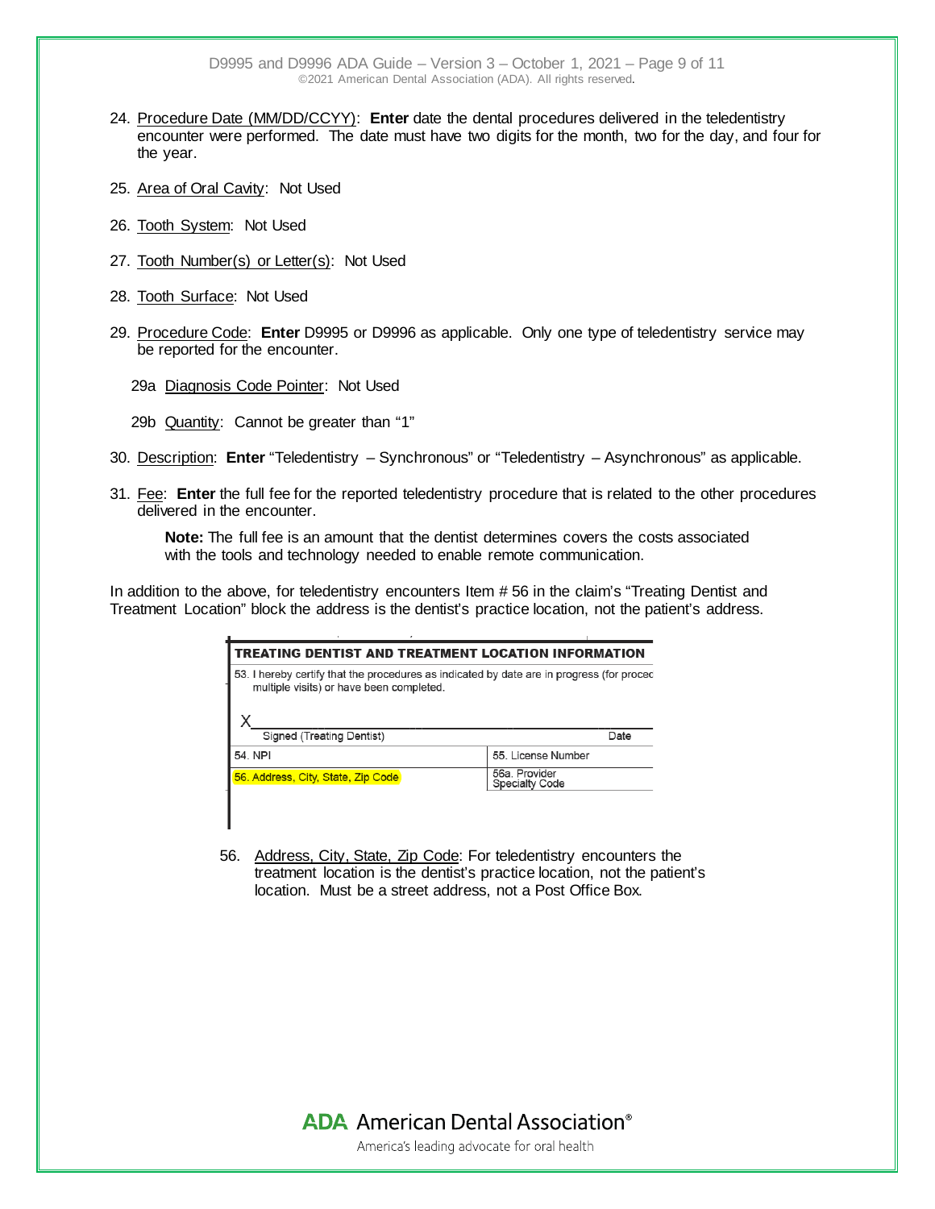24. Procedure Date (MM/DD/CCYY): **Enter** date the dental procedures delivered in the teledentistry encounter were performed. The date must have two digits for the month, two for the day, and four for the year.

25. Area of Oral Cavity: Not Used

26. Tooth System: Not Used

27. Tooth Number(s) or Letter(s): Not Used

28. Tooth Surface: Not Used

29. Procedure Code: **Enter** D9995 or D9996 as applicable. Only one type of teledentistry service may be reported for the encounter.

    29a Diagnosis Code Pointer: Not Used

    29b Quantity: Cannot be greater than "1"

30. Description: **Enter** "Teledentistry – Synchronous" or "Teledentistry – Asynchronous" as applicable.

31. Fee: **Enter** the full fee for the reported teledentistry procedure that is related to the other procedures delivered in the encounter.

    **Note:** The full fee is an amount that the dentist determines covers the costs associated with the tools and technology needed to enable remote communication.

In addition to the above, for teledentistry encounters Item # 56 in the claim's "Treating Dentist and Treatment Location" block the address is the dentist's practice location, not the patient's address.

| TREATING DENTIST AND TREATMENT LOCATION INFORMATION | |
|---|---|
| 53. I hereby certify that the procedures as indicated by date are in progress (for procec multiple visits) or have been completed.<br><br>X<br>Signed (Treating Dentist) | Date |
| 54. NPI | 55. License Number |
| 56. Address, City, State, Zip Code | 56a. Provider Specialty Code |

56. Address, City, State, Zip Code: For teledentistry encounters the treatment location is the dentist's practice location, not the patient's location. Must be a street address, not a Post Office Box.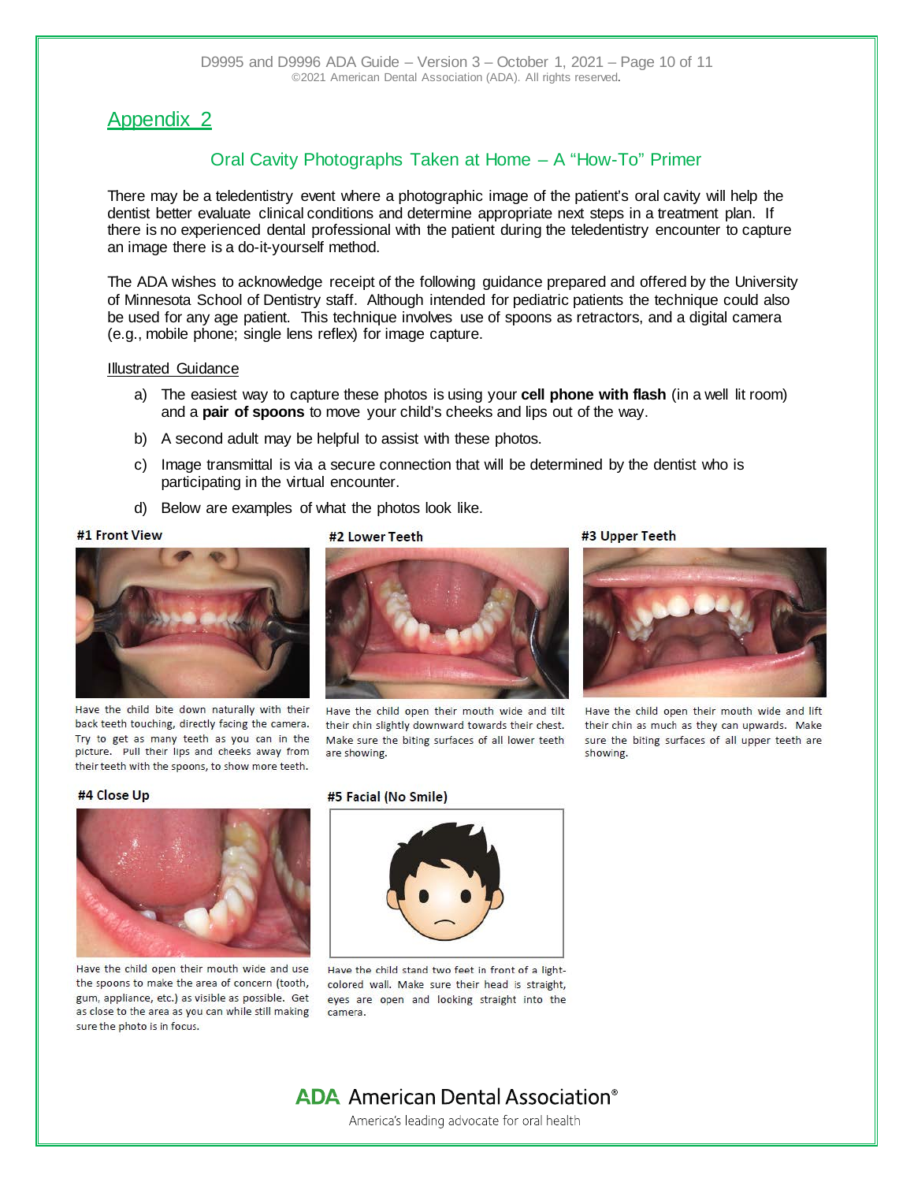## Appendix 2

### Oral Cavity Photographs Taken at Home – A "How-To" Primer

There may be a teledentistry event where a photographic image of the patient's oral cavity will help the dentist better evaluate clinical conditions and determine appropriate next steps in a treatment plan. If there is no experienced dental professional with the patient during the teledentistry encounter to capture an image there is a do-it-yourself method.

The ADA wishes to acknowledge receipt of the following guidance prepared and offered by the University of Minnesota School of Dentistry staff. Although intended for pediatric patients the technique could also be used for any age patient. This technique involves use of spoons as retractors, and a digital camera (e.g., mobile phone; single lens reflex) for image capture.

Illustrated Guidance

a) The easiest way to capture these photos is using your **cell phone with flash** (in a well lit room) and a **pair of spoons** to move your child's cheeks and lips out of the way.

b) A second adult may be helpful to assist with these photos.

c) Image transmittal is via a secure connection that will be determined by the dentist who is participating in the virtual encounter.

d) Below are examples of what the photos look like.

**#1 Front View**

Have the child bite down naturally with their back teeth touching, directly facing the camera. Try to get as many teeth as you can in the picture. Pull their lips and cheeks away from their teeth with the spoons, to show more teeth.

**#2 Lower Teeth**

Have the child open their mouth wide and tilt their chin slightly downward towards their chest. Make sure the biting surfaces of all lower teeth are showing.

**#3 Upper Teeth**

Have the child open their mouth wide and lift their chin as much as they can upwards. Make sure the biting surfaces of all upper teeth are showing.

**#4 Close Up**

Have the child open their mouth wide and use the spoons to make the area of concern (tooth, gum, appliance, etc.) as visible as possible. Get as close to the area as you can while still making sure the photo is in focus.

**#5 Facial (No Smile)**

Have the child stand two feet in front of a light-colored wall. Make sure their head is straight, eyes are open and looking straight into the camera.

ADA American Dental Association®

America's leading advocate for oral health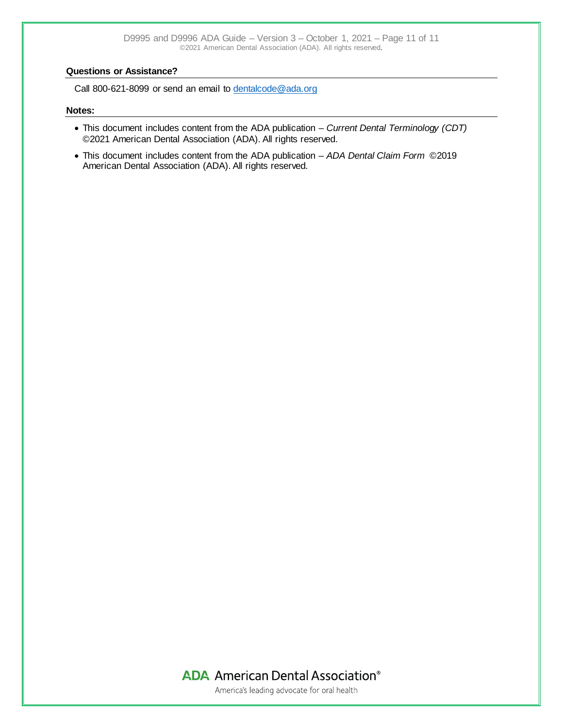**Questions or Assistance?**

Call 800-621-8099 or send an email to dentalcode@ada.org

**Notes:**

- This document includes content from the ADA publication – *Current Dental Terminology (CDT)* ©2021 American Dental Association (ADA). All rights reserved.
- This document includes content from the ADA publication – *ADA Dental Claim Form* ©2019 American Dental Association (ADA). All rights reserved.

ADA American Dental Association®

America's leading advocate for oral health